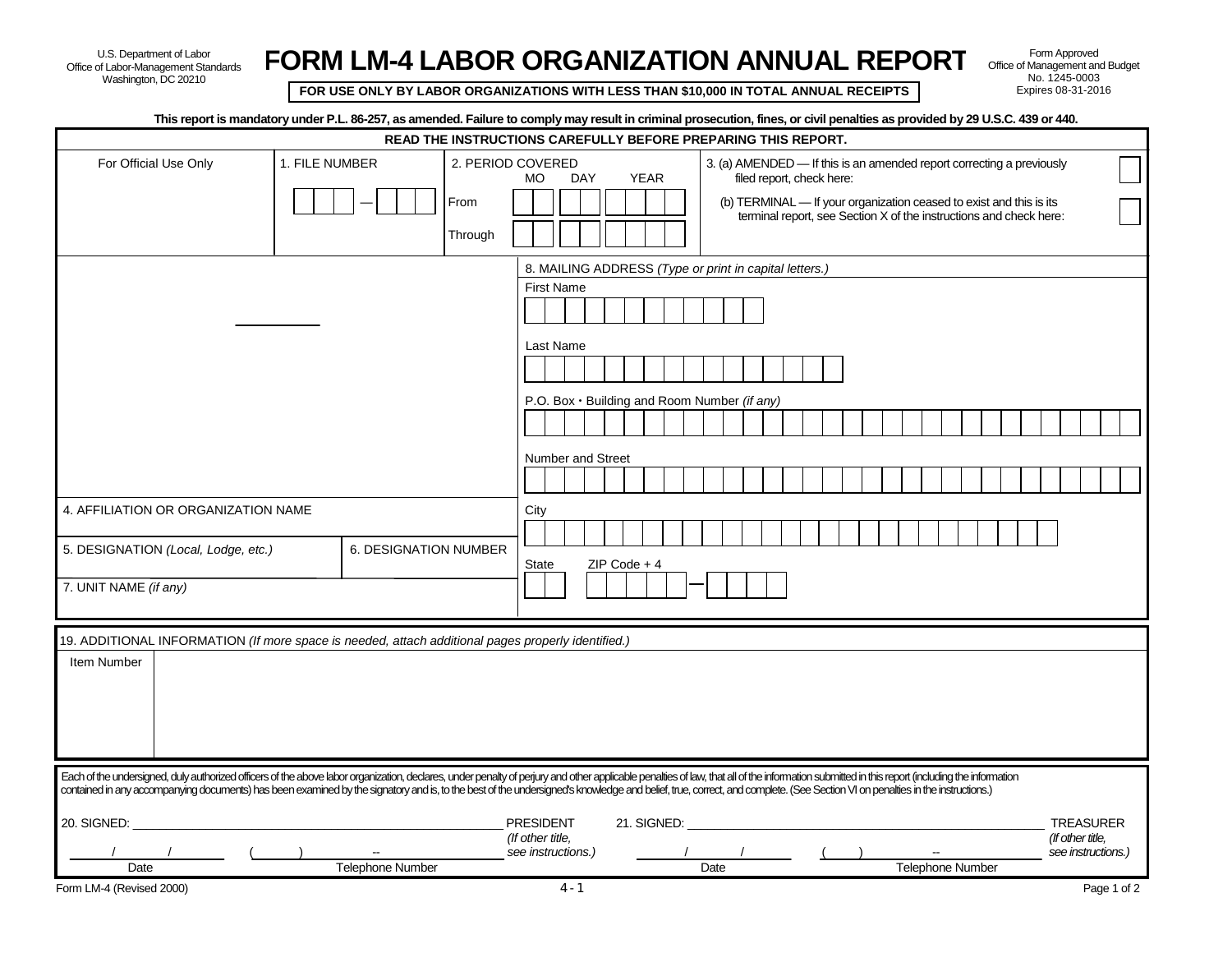U.S. Department of Labor
Office of Labor-Management Standards
Washington, DC 20210

# FORM LM-4 LABOR ORGANIZATION ANNUAL REPORT

**FOR USE ONLY BY LABOR ORGANIZATIONS WITH LESS THAN $10,000 IN TOTAL ANNUAL RECEIPTS**

Form Approved
Office of Management and Budget
No. 1245-0003
Expires 08-31-2016

**This report is mandatory under P.L. 86-257, as amended. Failure to comply may result in criminal prosecution, fines, or civil penalties as provided by 29 U.S.C. 439 or 440.**

**READ THE INSTRUCTIONS CAREFULLY BEFORE PREPARING THIS REPORT.**

| For Official Use Only | 1. FILE NUMBER | 2. PERIOD COVERED | 3. |
|---|---|---|---|
| | — | MO DAY YEAR<br>From<br>Through | (a) AMENDED — If this is an amended report correcting a previously filed report, check here: ☐<br>(b) TERMINAL — If your organization ceased to exist and this is its terminal report, see Section X of the instructions and check here: ☐ |

4. AFFILIATION OR ORGANIZATION NAME

5. DESIGNATION *(Local, Lodge, etc.)*

6. DESIGNATION NUMBER

7. UNIT NAME *(if any)*

8. MAILING ADDRESS *(Type or print in capital letters.)*

First Name

Last Name

P.O. Box · Building and Room Number *(if any)*

Number and Street

City

State ZIP Code + 4 —

19. ADDITIONAL INFORMATION *(If more space is needed, attach additional pages properly identified.)*

| Item Number | |
|---|---|
| | |

Each of the undersigned, duly authorized officers of the above labor organization, declares, under penalty of perjury and other applicable penalties of law, that all of the information submitted in this report (including the information contained in any accompanying documents) has been examined by the signatory and is, to the best of the undersigned's knowledge and belief, true, correct, and complete. (See Section VI on penalties in the instructions.)

20. SIGNED: ______________________ PRESIDENT *(If other title, see instructions.)*

___/___/___ Date (____) ____--____ Telephone Number

21. SIGNED: ______________________ TREASURER *(If other title, see instructions.)*

___/___/___ Date (____) ____--____ Telephone Number

Form LM-4 (Revised 2000)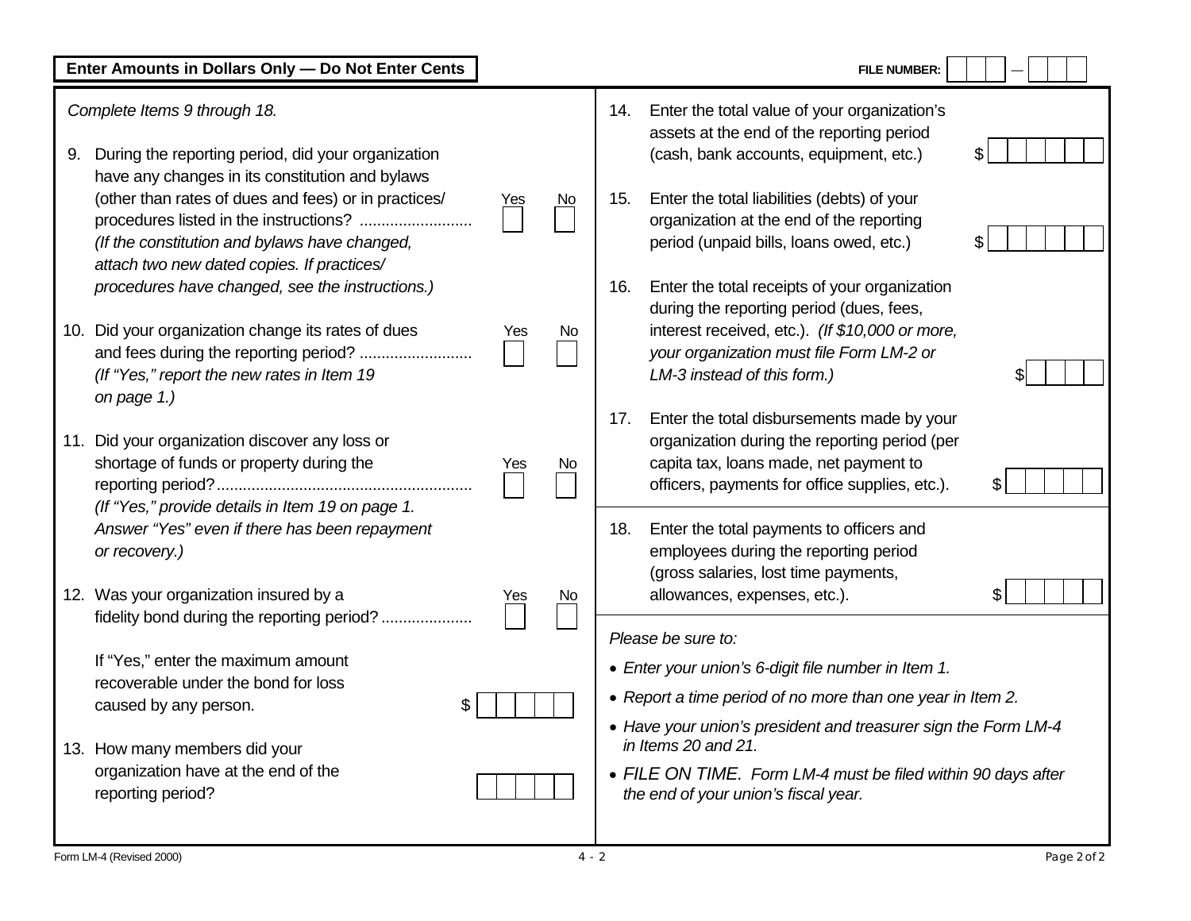**Enter Amounts in Dollars Only — Do Not Enter Cents**

FILE NUMBER: ___ — ___

*Complete Items 9 through 18.*

9. During the reporting period, did your organization have any changes in its constitution and bylaws (other than rates of dues and fees) or in practices/procedures listed in the instructions? .......................... Yes ☐ No ☐
   *(If the constitution and bylaws have changed, attach two new dated copies. If practices/procedures have changed, see the instructions.)*

10. Did your organization change its rates of dues and fees during the reporting period? .......................... Yes ☐ No ☐
    *(If "Yes," report the new rates in Item 19 on page 1.)*

11. Did your organization discover any loss or shortage of funds or property during the reporting period? .......................................................... Yes ☐ No ☐
    *(If "Yes," provide details in Item 19 on page 1. Answer "Yes" even if there has been repayment or recovery.)*

12. Was your organization insured by a fidelity bond during the reporting period? .................... Yes ☐ No ☐

    If "Yes," enter the maximum amount recoverable under the bond for loss caused by any person. $ ______

13. How many members did your organization have at the end of the reporting period? ______

14. Enter the total value of your organization's assets at the end of the reporting period (cash, bank accounts, equipment, etc.) $ ______

15. Enter the total liabilities (debts) of your organization at the end of the reporting period (unpaid bills, loans owed, etc.) $ ______

16. Enter the total receipts of your organization during the reporting period (dues, fees, interest received, etc.). *(If $10,000 or more, your organization must file Form LM-2 or LM-3 instead of this form.)* $ ______

17. Enter the total disbursements made by your organization during the reporting period (per capita tax, loans made, net payment to officers, payments for office supplies, etc.). $ ______

18. Enter the total payments to officers and employees during the reporting period (gross salaries, lost time payments, allowances, expenses, etc.). $ ______

*Please be sure to:*

- *Enter your union's 6-digit file number in Item 1.*
- *Report a time period of no more than one year in Item 2.*
- *Have your union's president and treasurer sign the Form LM-4 in Items 20 and 21.*
- *FILE ON TIME. Form LM-4 must be filed within 90 days after the end of your union's fiscal year.*

Form LM-4 (Revised 2000)